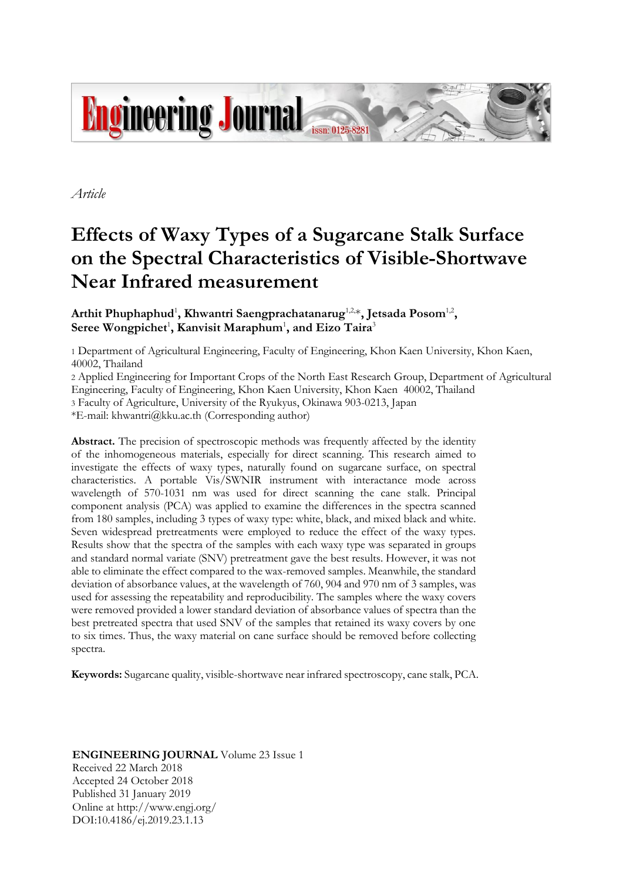*Article*

# Effects of Waxy Types of a Sugarcane Stalk Surface on the Spectral Characteristics of Visible-Shortwave Near Infrared measurement

**Arthit Phuphaphud**[1], **Khwantri Saengprachatanarug**[1,2,*], **Jetsada Posom**[1,2], **Seree Wongpichet**[1], **Kanvisit Maraphum**[1], **and Eizo Taira**[3]

1 Department of Agricultural Engineering, Faculty of Engineering, Khon Kaen University, Khon Kaen, 40002, Thailand

2 Applied Engineering for Important Crops of the North East Research Group, Department of Agricultural Engineering, Faculty of Engineering, Khon Kaen University, Khon Kaen 40002, Thailand

3 Faculty of Agriculture, University of the Ryukyus, Okinawa 903-0213, Japan

*E-mail: khwantri@kku.ac.th (Corresponding author)

**Abstract.** The precision of spectroscopic methods was frequently affected by the identity of the inhomogeneous materials, especially for direct scanning. This research aimed to investigate the effects of waxy types, naturally found on sugarcane surface, on spectral characteristics. A portable Vis/SWNIR instrument with interactance mode across wavelength of 570-1031 nm was used for direct scanning the cane stalk. Principal component analysis (PCA) was applied to examine the differences in the spectra scanned from 180 samples, including 3 types of waxy type: white, black, and mixed black and white. Seven widespread pretreatments were employed to reduce the effect of the waxy types. Results show that the spectra of the samples with each waxy type was separated in groups and standard normal variate (SNV) pretreatment gave the best results. However, it was not able to eliminate the effect compared to the wax-removed samples. Meanwhile, the standard deviation of absorbance values, at the wavelength of 760, 904 and 970 nm of 3 samples, was used for assessing the repeatability and reproducibility. The samples where the waxy covers were removed provided a lower standard deviation of absorbance values of spectra than the best pretreated spectra that used SNV of the samples that retained its waxy covers by one to six times. Thus, the waxy material on cane surface should be removed before collecting spectra.

**Keywords:** Sugarcane quality, visible-shortwave near infrared spectroscopy, cane stalk, PCA.

**ENGINEERING JOURNAL** Volume 23 Issue 1
Received 22 March 2018
Accepted 24 October 2018
Published 31 January 2019
Online at http://www.engj.org/
DOI:10.4186/ej.2019.23.1.13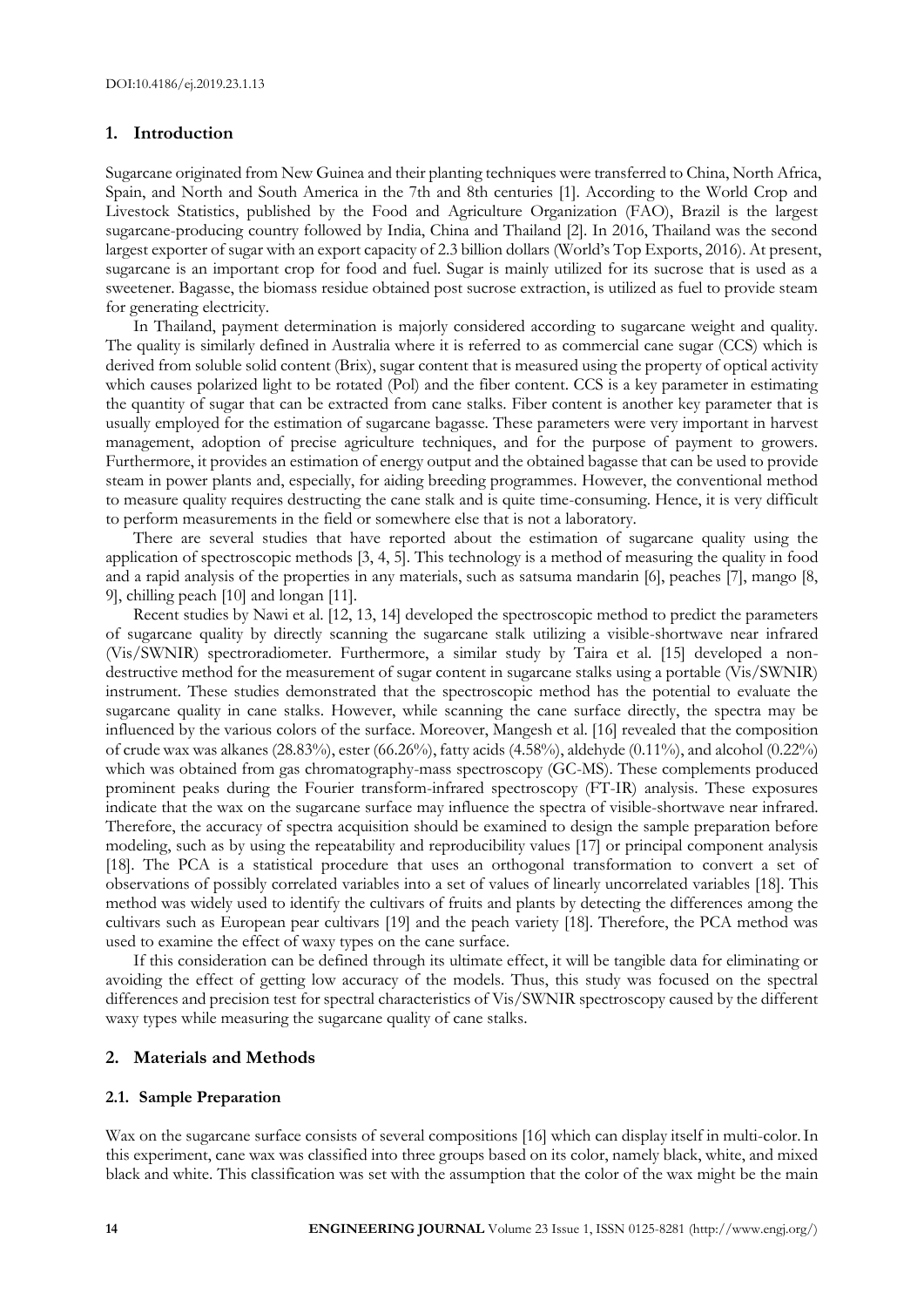## 1. Introduction

Sugarcane originated from New Guinea and their planting techniques were transferred to China, North Africa, Spain, and North and South America in the 7th and 8th centuries [1]. According to the World Crop and Livestock Statistics, published by the Food and Agriculture Organization (FAO), Brazil is the largest sugarcane-producing country followed by India, China and Thailand [2]. In 2016, Thailand was the second largest exporter of sugar with an export capacity of 2.3 billion dollars (World's Top Exports, 2016). At present, sugarcane is an important crop for food and fuel. Sugar is mainly utilized for its sucrose that is used as a sweetener. Bagasse, the biomass residue obtained post sucrose extraction, is utilized as fuel to provide steam for generating electricity.

In Thailand, payment determination is majorly considered according to sugarcane weight and quality. The quality is similarly defined in Australia where it is referred to as commercial cane sugar (CCS) which is derived from soluble solid content (Brix), sugar content that is measured using the property of optical activity which causes polarized light to be rotated (Pol) and the fiber content. CCS is a key parameter in estimating the quantity of sugar that can be extracted from cane stalks. Fiber content is another key parameter that is usually employed for the estimation of sugarcane bagasse. These parameters were very important in harvest management, adoption of precise agriculture techniques, and for the purpose of payment to growers. Furthermore, it provides an estimation of energy output and the obtained bagasse that can be used to provide steam in power plants and, especially, for aiding breeding programmes. However, the conventional method to measure quality requires destructing the cane stalk and is quite time-consuming. Hence, it is very difficult to perform measurements in the field or somewhere else that is not a laboratory.

There are several studies that have reported about the estimation of sugarcane quality using the application of spectroscopic methods [3, 4, 5]. This technology is a method of measuring the quality in food and a rapid analysis of the properties in any materials, such as satsuma mandarin [6], peaches [7], mango [8, 9], chilling peach [10] and longan [11].

Recent studies by Nawi et al. [12, 13, 14] developed the spectroscopic method to predict the parameters of sugarcane quality by directly scanning the sugarcane stalk utilizing a visible-shortwave near infrared (Vis/SWNIR) spectroradiometer. Furthermore, a similar study by Taira et al. [15] developed a non-destructive method for the measurement of sugar content in sugarcane stalks using a portable (Vis/SWNIR) instrument. These studies demonstrated that the spectroscopic method has the potential to evaluate the sugarcane quality in cane stalks. However, while scanning the cane surface directly, the spectra may be influenced by the various colors of the surface. Moreover, Mangesh et al. [16] revealed that the composition of crude wax was alkanes (28.83%), ester (66.26%), fatty acids (4.58%), aldehyde (0.11%), and alcohol (0.22%) which was obtained from gas chromatography-mass spectroscopy (GC-MS). These complements produced prominent peaks during the Fourier transform-infrared spectroscopy (FT-IR) analysis. These exposures indicate that the wax on the sugarcane surface may influence the spectra of visible-shortwave near infrared. Therefore, the accuracy of spectra acquisition should be examined to design the sample preparation before modeling, such as by using the repeatability and reproducibility values [17] or principal component analysis [18]. The PCA is a statistical procedure that uses an orthogonal transformation to convert a set of observations of possibly correlated variables into a set of values of linearly uncorrelated variables [18]. This method was widely used to identify the cultivars of fruits and plants by detecting the differences among the cultivars such as European pear cultivars [19] and the peach variety [18]. Therefore, the PCA method was used to examine the effect of waxy types on the cane surface.

If this consideration can be defined through its ultimate effect, it will be tangible data for eliminating or avoiding the effect of getting low accuracy of the models. Thus, this study was focused on the spectral differences and precision test for spectral characteristics of Vis/SWNIR spectroscopy caused by the different waxy types while measuring the sugarcane quality of cane stalks.

## 2. Materials and Methods

### 2.1. Sample Preparation

Wax on the sugarcane surface consists of several compositions [16] which can display itself in multi-color. In this experiment, cane wax was classified into three groups based on its color, namely black, white, and mixed black and white. This classification was set with the assumption that the color of the wax might be the main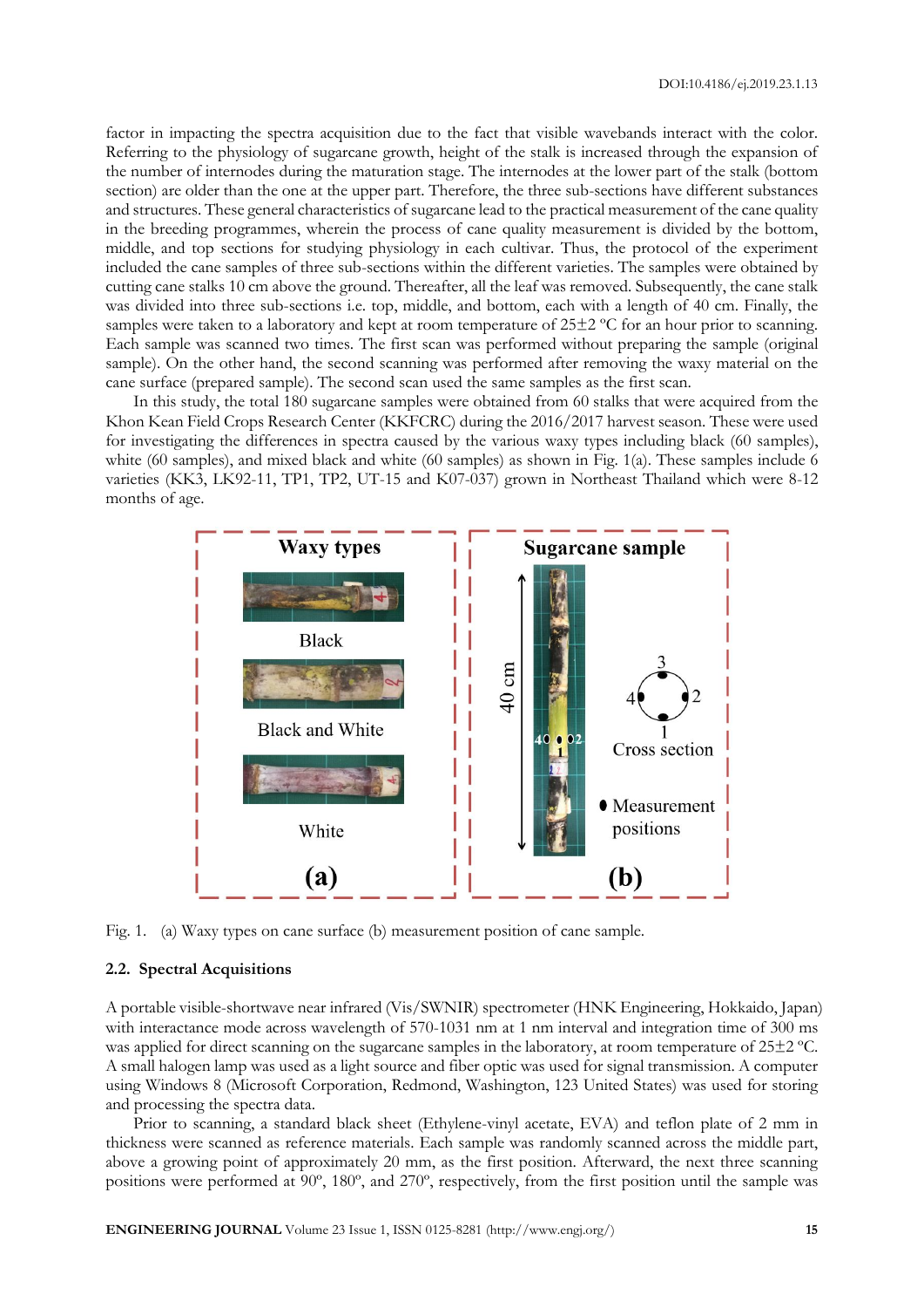factor in impacting the spectra acquisition due to the fact that visible wavebands interact with the color. Referring to the physiology of sugarcane growth, height of the stalk is increased through the expansion of the number of internodes during the maturation stage. The internodes at the lower part of the stalk (bottom section) are older than the one at the upper part. Therefore, the three sub-sections have different substances and structures. These general characteristics of sugarcane lead to the practical measurement of the cane quality in the breeding programmes, wherein the process of cane quality measurement is divided by the bottom, middle, and top sections for studying physiology in each cultivar. Thus, the protocol of the experiment included the cane samples of three sub-sections within the different varieties. The samples were obtained by cutting cane stalks 10 cm above the ground. Thereafter, all the leaf was removed. Subsequently, the cane stalk was divided into three sub-sections i.e. top, middle, and bottom, each with a length of 40 cm. Finally, the samples were taken to a laboratory and kept at room temperature of 25±2 ºC for an hour prior to scanning. Each sample was scanned two times. The first scan was performed without preparing the sample (original sample). On the other hand, the second scanning was performed after removing the waxy material on the cane surface (prepared sample). The second scan used the same samples as the first scan.

In this study, the total 180 sugarcane samples were obtained from 60 stalks that were acquired from the Khon Kean Field Crops Research Center (KKFCRC) during the 2016/2017 harvest season. These were used for investigating the differences in spectra caused by the various waxy types including black (60 samples), white (60 samples), and mixed black and white (60 samples) as shown in Fig. 1(a). These samples include 6 varieties (KK3, LK92-11, TP1, TP2, UT-15 and K07-037) grown in Northeast Thailand which were 8-12 months of age.

Fig. 1. (a) Waxy types on cane surface (b) measurement position of cane sample.

### 2.2. Spectral Acquisitions

A portable visible-shortwave near infrared (Vis/SWNIR) spectrometer (HNK Engineering, Hokkaido, Japan) with interactance mode across wavelength of 570-1031 nm at 1 nm interval and integration time of 300 ms was applied for direct scanning on the sugarcane samples in the laboratory, at room temperature of 25±2 ºC. A small halogen lamp was used as a light source and fiber optic was used for signal transmission. A computer using Windows 8 (Microsoft Corporation, Redmond, Washington, 123 United States) was used for storing and processing the spectra data.

Prior to scanning, a standard black sheet (Ethylene-vinyl acetate, EVA) and teflon plate of 2 mm in thickness were scanned as reference materials. Each sample was randomly scanned across the middle part, above a growing point of approximately 20 mm, as the first position. Afterward, the next three scanning positions were performed at 90º, 180º, and 270º, respectively, from the first position until the sample was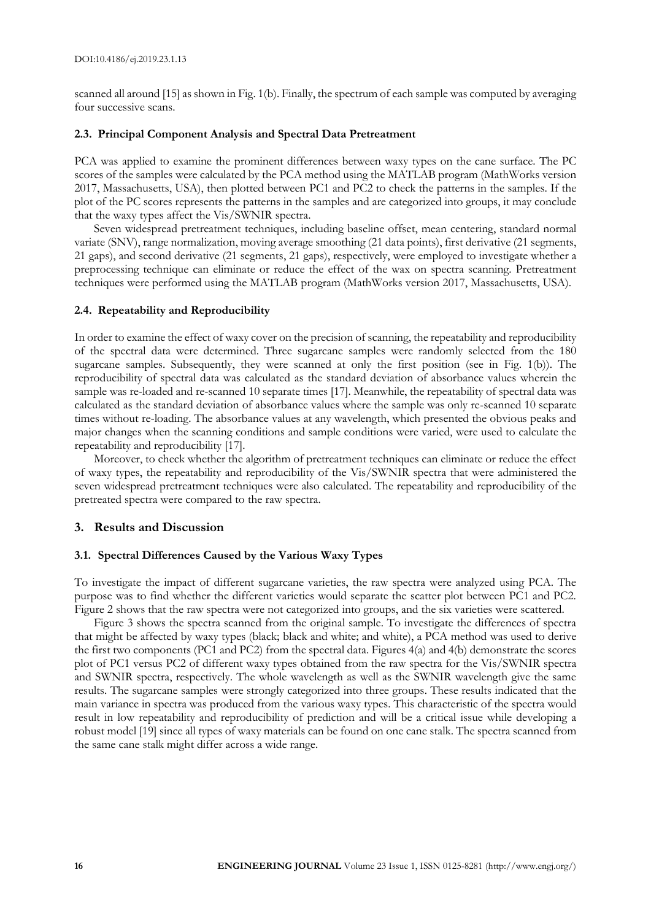scanned all around [15] as shown in Fig. 1(b). Finally, the spectrum of each sample was computed by averaging four successive scans.

### 2.3. Principal Component Analysis and Spectral Data Pretreatment

PCA was applied to examine the prominent differences between waxy types on the cane surface. The PC scores of the samples were calculated by the PCA method using the MATLAB program (MathWorks version 2017, Massachusetts, USA), then plotted between PC1 and PC2 to check the patterns in the samples. If the plot of the PC scores represents the patterns in the samples and are categorized into groups, it may conclude that the waxy types affect the Vis/SWNIR spectra.

Seven widespread pretreatment techniques, including baseline offset, mean centering, standard normal variate (SNV), range normalization, moving average smoothing (21 data points), first derivative (21 segments, 21 gaps), and second derivative (21 segments, 21 gaps), respectively, were employed to investigate whether a preprocessing technique can eliminate or reduce the effect of the wax on spectra scanning. Pretreatment techniques were performed using the MATLAB program (MathWorks version 2017, Massachusetts, USA).

### 2.4. Repeatability and Reproducibility

In order to examine the effect of waxy cover on the precision of scanning, the repeatability and reproducibility of the spectral data were determined. Three sugarcane samples were randomly selected from the 180 sugarcane samples. Subsequently, they were scanned at only the first position (see in Fig. 1(b)). The reproducibility of spectral data was calculated as the standard deviation of absorbance values wherein the sample was re-loaded and re-scanned 10 separate times [17]. Meanwhile, the repeatability of spectral data was calculated as the standard deviation of absorbance values where the sample was only re-scanned 10 separate times without re-loading. The absorbance values at any wavelength, which presented the obvious peaks and major changes when the scanning conditions and sample conditions were varied, were used to calculate the repeatability and reproducibility [17].

Moreover, to check whether the algorithm of pretreatment techniques can eliminate or reduce the effect of waxy types, the repeatability and reproducibility of the Vis/SWNIR spectra that were administered the seven widespread pretreatment techniques were also calculated. The repeatability and reproducibility of the pretreated spectra were compared to the raw spectra.

## 3. Results and Discussion

### 3.1. Spectral Differences Caused by the Various Waxy Types

To investigate the impact of different sugarcane varieties, the raw spectra were analyzed using PCA. The purpose was to find whether the different varieties would separate the scatter plot between PC1 and PC2. Figure 2 shows that the raw spectra were not categorized into groups, and the six varieties were scattered.

Figure 3 shows the spectra scanned from the original sample. To investigate the differences of spectra that might be affected by waxy types (black; black and white; and white), a PCA method was used to derive the first two components (PC1 and PC2) from the spectral data. Figures 4(a) and 4(b) demonstrate the scores plot of PC1 versus PC2 of different waxy types obtained from the raw spectra for the Vis/SWNIR spectra and SWNIR spectra, respectively. The whole wavelength as well as the SWNIR wavelength give the same results. The sugarcane samples were strongly categorized into three groups. These results indicated that the main variance in spectra was produced from the various waxy types. This characteristic of the spectra would result in low repeatability and reproducibility of prediction and will be a critical issue while developing a robust model [19] since all types of waxy materials can be found on one cane stalk. The spectra scanned from the same cane stalk might differ across a wide range.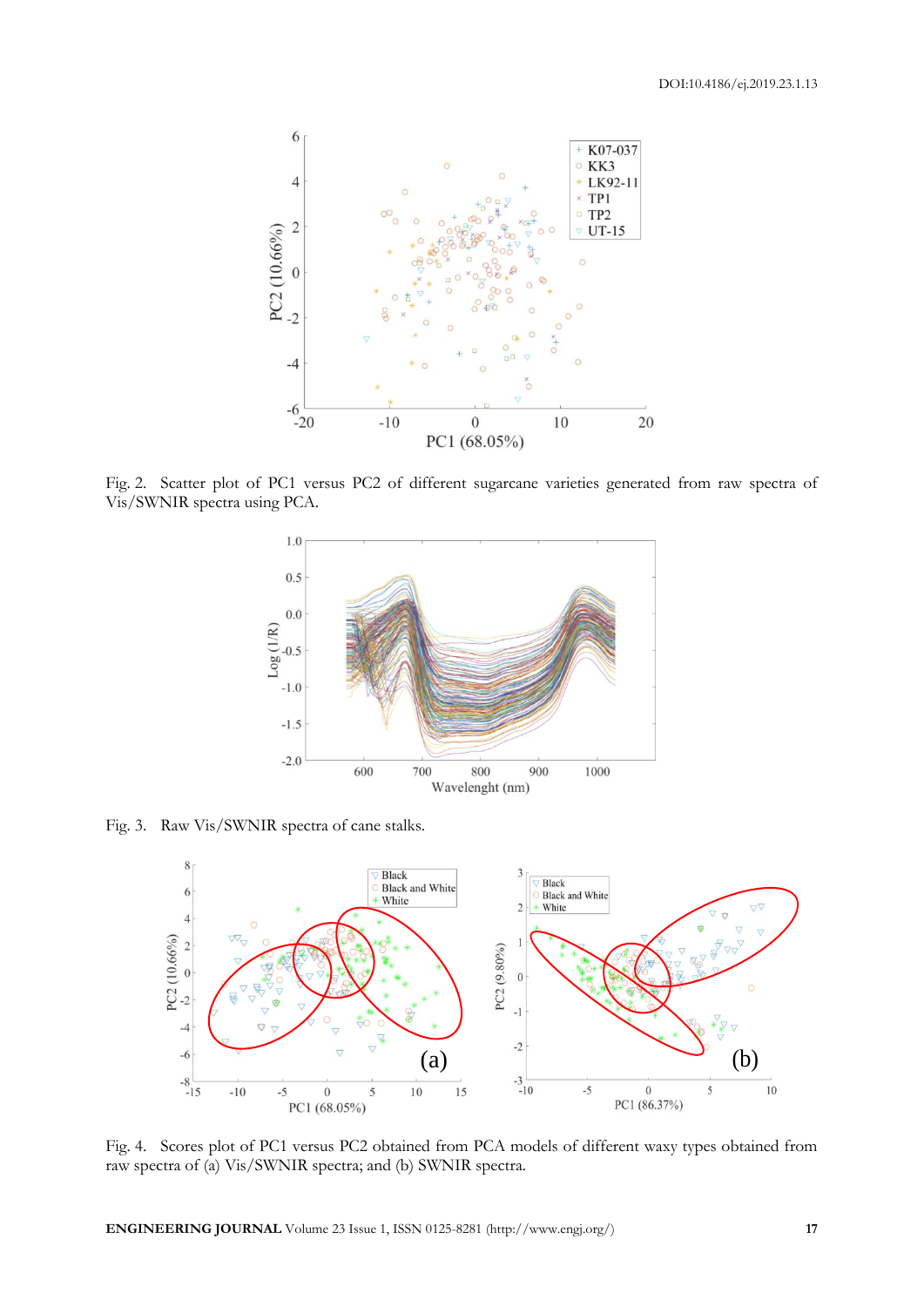Fig. 2. Scatter plot of PC1 versus PC2 of different sugarcane varieties generated from raw spectra of Vis/SWNIR spectra using PCA.

Fig. 3. Raw Vis/SWNIR spectra of cane stalks.

Fig. 4. Scores plot of PC1 versus PC2 obtained from PCA models of different waxy types obtained from raw spectra of (a) Vis/SWNIR spectra; and (b) SWNIR spectra.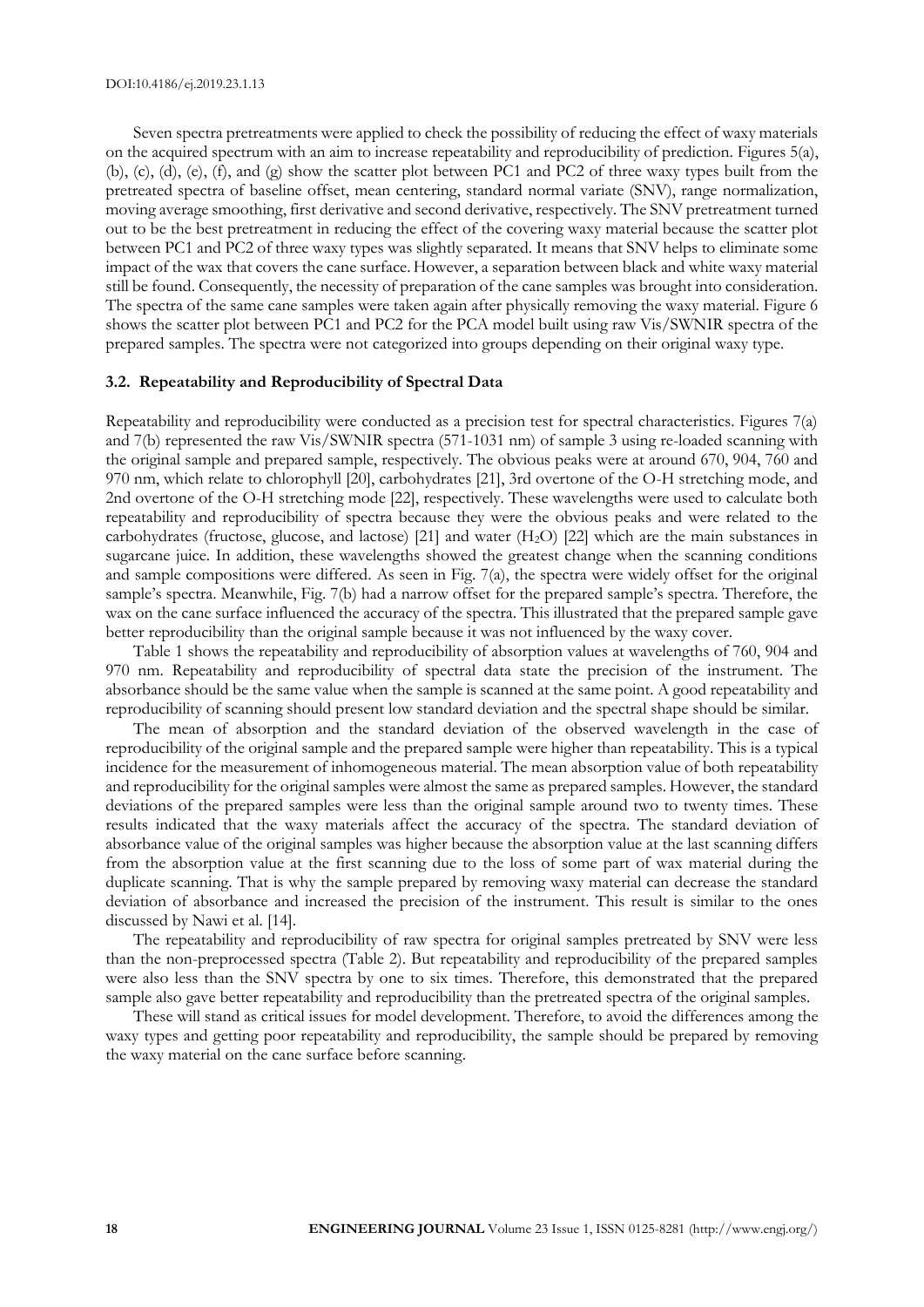Seven spectra pretreatments were applied to check the possibility of reducing the effect of waxy materials on the acquired spectrum with an aim to increase repeatability and reproducibility of prediction. Figures 5(a), (b), (c), (d), (e), (f), and (g) show the scatter plot between PC1 and PC2 of three waxy types built from the pretreated spectra of baseline offset, mean centering, standard normal variate (SNV), range normalization, moving average smoothing, first derivative and second derivative, respectively. The SNV pretreatment turned out to be the best pretreatment in reducing the effect of the covering waxy material because the scatter plot between PC1 and PC2 of three waxy types was slightly separated. It means that SNV helps to eliminate some impact of the wax that covers the cane surface. However, a separation between black and white waxy material still be found. Consequently, the necessity of preparation of the cane samples was brought into consideration. The spectra of the same cane samples were taken again after physically removing the waxy material. Figure 6 shows the scatter plot between PC1 and PC2 for the PCA model built using raw Vis/SWNIR spectra of the prepared samples. The spectra were not categorized into groups depending on their original waxy type.

### 3.2. Repeatability and Reproducibility of Spectral Data

Repeatability and reproducibility were conducted as a precision test for spectral characteristics. Figures 7(a) and 7(b) represented the raw Vis/SWNIR spectra (571-1031 nm) of sample 3 using re-loaded scanning with the original sample and prepared sample, respectively. The obvious peaks were at around 670, 904, 760 and 970 nm, which relate to chlorophyll [20], carbohydrates [21], 3rd overtone of the O-H stretching mode, and 2nd overtone of the O-H stretching mode [22], respectively. These wavelengths were used to calculate both repeatability and reproducibility of spectra because they were the obvious peaks and were related to the carbohydrates (fructose, glucose, and lactose) [21] and water ($H_2O$) [22] which are the main substances in sugarcane juice. In addition, these wavelengths showed the greatest change when the scanning conditions and sample compositions were differed. As seen in Fig. 7(a), the spectra were widely offset for the original sample's spectra. Meanwhile, Fig. 7(b) had a narrow offset for the prepared sample's spectra. Therefore, the wax on the cane surface influenced the accuracy of the spectra. This illustrated that the prepared sample gave better reproducibility than the original sample because it was not influenced by the waxy cover.

Table 1 shows the repeatability and reproducibility of absorption values at wavelengths of 760, 904 and 970 nm. Repeatability and reproducibility of spectral data state the precision of the instrument. The absorbance should be the same value when the sample is scanned at the same point. A good repeatability and reproducibility of scanning should present low standard deviation and the spectral shape should be similar.

The mean of absorption and the standard deviation of the observed wavelength in the case of reproducibility of the original sample and the prepared sample were higher than repeatability. This is a typical incidence for the measurement of inhomogeneous material. The mean absorption value of both repeatability and reproducibility for the original samples were almost the same as prepared samples. However, the standard deviations of the prepared samples were less than the original sample around two to twenty times. These results indicated that the waxy materials affect the accuracy of the spectra. The standard deviation of absorbance value of the original samples was higher because the absorption value at the last scanning differs from the absorption value at the first scanning due to the loss of some part of wax material during the duplicate scanning. That is why the sample prepared by removing waxy material can decrease the standard deviation of absorbance and increased the precision of the instrument. This result is similar to the ones discussed by Nawi et al. [14].

The repeatability and reproducibility of raw spectra for original samples pretreated by SNV were less than the non-preprocessed spectra (Table 2). But repeatability and reproducibility of the prepared samples were also less than the SNV spectra by one to six times. Therefore, this demonstrated that the prepared sample also gave better repeatability and reproducibility than the pretreated spectra of the original samples.

These will stand as critical issues for model development. Therefore, to avoid the differences among the waxy types and getting poor repeatability and reproducibility, the sample should be prepared by removing the waxy material on the cane surface before scanning.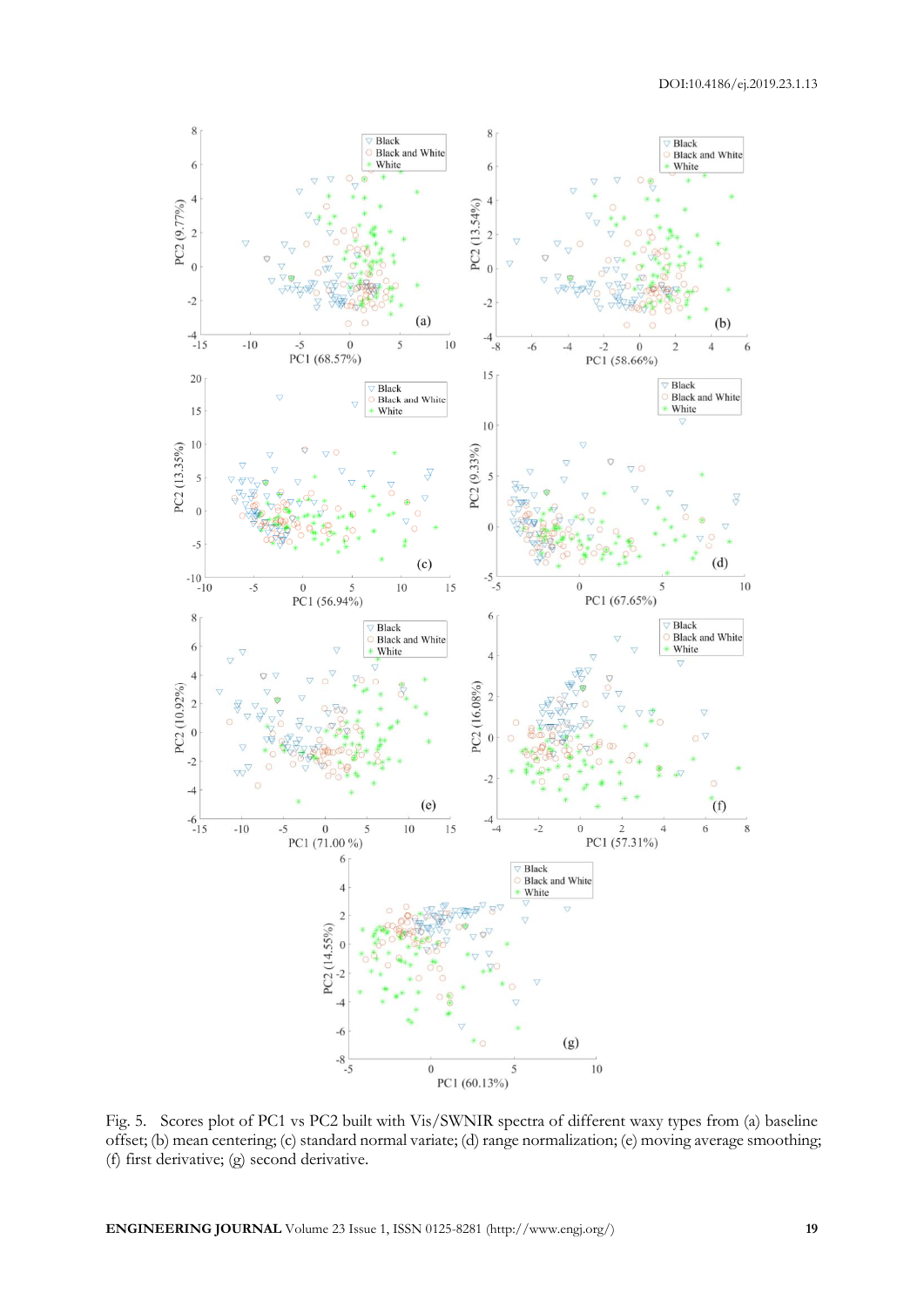Fig. 5. Scores plot of PC1 vs PC2 built with Vis/SWNIR spectra of different waxy types from (a) baseline offset; (b) mean centering; (c) standard normal variate; (d) range normalization; (e) moving average smoothing; (f) first derivative; (g) second derivative.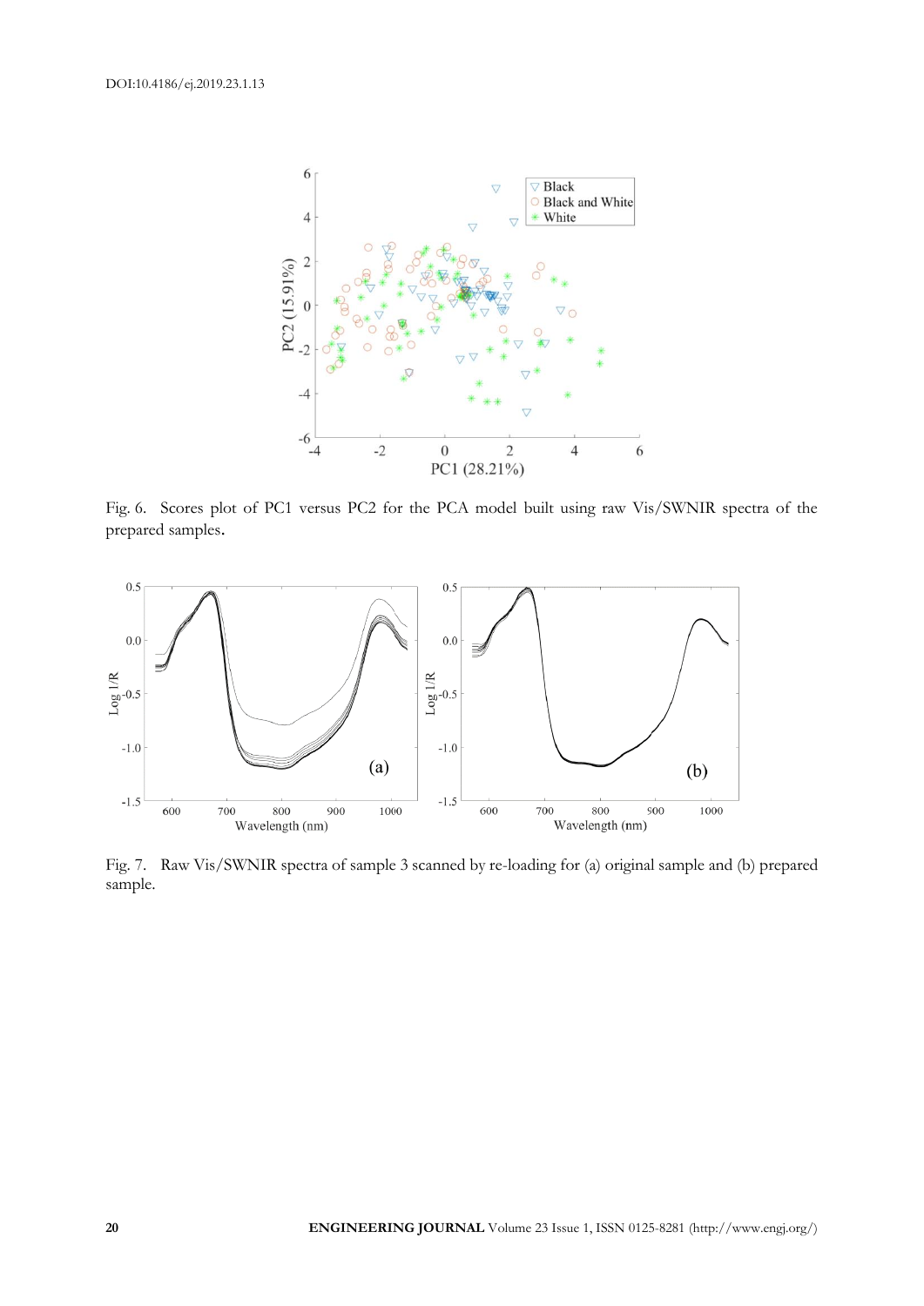Fig. 6. Scores plot of PC1 versus PC2 for the PCA model built using raw Vis/SWNIR spectra of the prepared samples.

Fig. 7. Raw Vis/SWNIR spectra of sample 3 scanned by re-loading for (a) original sample and (b) prepared sample.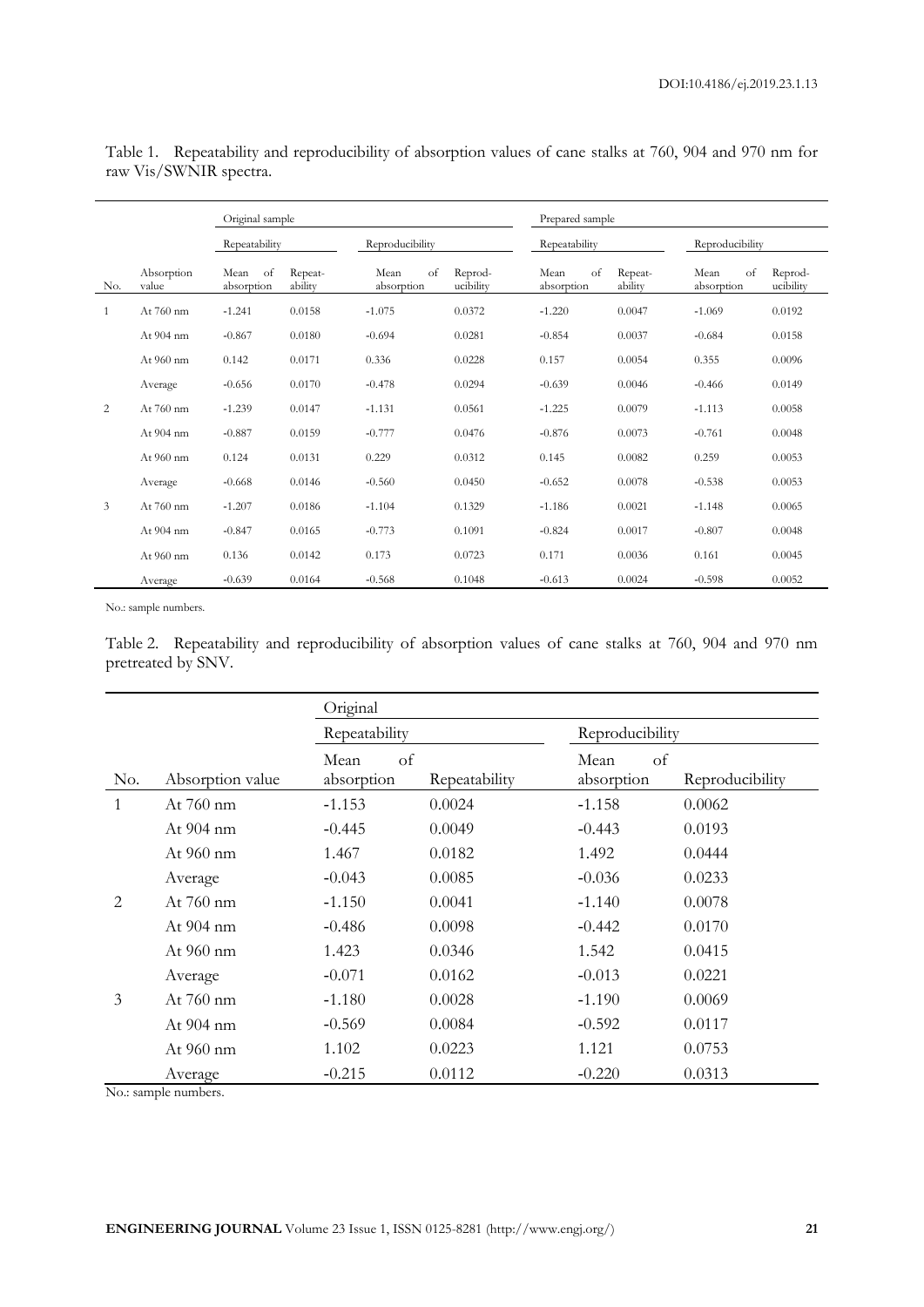Table 1. Repeatability and reproducibility of absorption values of cane stalks at 760, 904 and 970 nm for raw Vis/SWNIR spectra.

| | | Original sample | | | | Prepared sample | | | |
|---|---|---|---|---|---|---|---|---|---|
| | | Repeatability | | Reproducibility | | Repeatability | | Reproducibility | |
| No. | Absorption value | Mean of absorption | Repeat-ability | Mean of absorption | Reprod-ucibility | Mean of absorption | Repeat-ability | Mean of absorption | Reprod-ucibility |
| 1 | At 760 nm | -1.241 | 0.0158 | -1.075 | 0.0372 | -1.220 | 0.0047 | -1.069 | 0.0192 |
| | At 904 nm | -0.867 | 0.0180 | -0.694 | 0.0281 | -0.854 | 0.0037 | -0.684 | 0.0158 |
| | At 960 nm | 0.142 | 0.0171 | 0.336 | 0.0228 | 0.157 | 0.0054 | 0.355 | 0.0096 |
| | Average | -0.656 | 0.0170 | -0.478 | 0.0294 | -0.639 | 0.0046 | -0.466 | 0.0149 |
| 2 | At 760 nm | -1.239 | 0.0147 | -1.131 | 0.0561 | -1.225 | 0.0079 | -1.113 | 0.0058 |
| | At 904 nm | -0.887 | 0.0159 | -0.777 | 0.0476 | -0.876 | 0.0073 | -0.761 | 0.0048 |
| | At 960 nm | 0.124 | 0.0131 | 0.229 | 0.0312 | 0.145 | 0.0082 | 0.259 | 0.0053 |
| | Average | -0.668 | 0.0146 | -0.560 | 0.0450 | -0.652 | 0.0078 | -0.538 | 0.0053 |
| 3 | At 760 nm | -1.207 | 0.0186 | -1.104 | 0.1329 | -1.186 | 0.0021 | -1.148 | 0.0065 |
| | At 904 nm | -0.847 | 0.0165 | -0.773 | 0.1091 | -0.824 | 0.0017 | -0.807 | 0.0048 |
| | At 960 nm | 0.136 | 0.0142 | 0.173 | 0.0723 | 0.171 | 0.0036 | 0.161 | 0.0045 |
| | Average | -0.639 | 0.0164 | -0.568 | 0.1048 | -0.613 | 0.0024 | -0.598 | 0.0052 |

No.: sample numbers.

Table 2. Repeatability and reproducibility of absorption values of cane stalks at 760, 904 and 970 nm pretreated by SNV.

| | | Original | | | |
|---|---|---|---|---|---|
| | | Repeatability | | Reproducibility | |
| No. | Absorption value | Mean of absorption | Repeatability | Mean of absorption | Reproducibility |
| 1 | At 760 nm | -1.153 | 0.0024 | -1.158 | 0.0062 |
| | At 904 nm | -0.445 | 0.0049 | -0.443 | 0.0193 |
| | At 960 nm | 1.467 | 0.0182 | 1.492 | 0.0444 |
| | Average | -0.043 | 0.0085 | -0.036 | 0.0233 |
| 2 | At 760 nm | -1.150 | 0.0041 | -1.140 | 0.0078 |
| | At 904 nm | -0.486 | 0.0098 | -0.442 | 0.0170 |
| | At 960 nm | 1.423 | 0.0346 | 1.542 | 0.0415 |
| | Average | -0.071 | 0.0162 | -0.013 | 0.0221 |
| 3 | At 760 nm | -1.180 | 0.0028 | -1.190 | 0.0069 |
| | At 904 nm | -0.569 | 0.0084 | -0.592 | 0.0117 |
| | At 960 nm | 1.102 | 0.0223 | 1.121 | 0.0753 |
| | Average | -0.215 | 0.0112 | -0.220 | 0.0313 |

No.: sample numbers.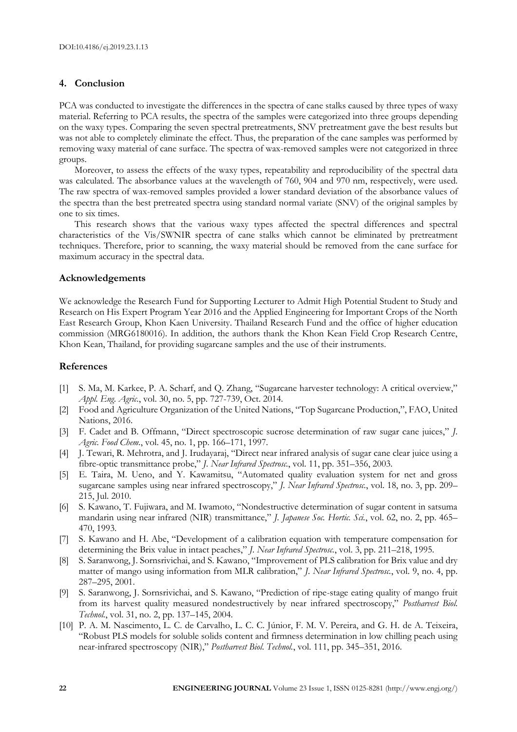## 4. Conclusion

PCA was conducted to investigate the differences in the spectra of cane stalks caused by three types of waxy material. Referring to PCA results, the spectra of the samples were categorized into three groups depending on the waxy types. Comparing the seven spectral pretreatments, SNV pretreatment gave the best results but was not able to completely eliminate the effect. Thus, the preparation of the cane samples was performed by removing waxy material of cane surface. The spectra of wax-removed samples were not categorized in three groups.

Moreover, to assess the effects of the waxy types, repeatability and reproducibility of the spectral data was calculated. The absorbance values at the wavelength of 760, 904 and 970 nm, respectively, were used. The raw spectra of wax-removed samples provided a lower standard deviation of the absorbance values of the spectra than the best pretreated spectra using standard normal variate (SNV) of the original samples by one to six times.

This research shows that the various waxy types affected the spectral differences and spectral characteristics of the Vis/SWNIR spectra of cane stalks which cannot be eliminated by pretreatment techniques. Therefore, prior to scanning, the waxy material should be removed from the cane surface for maximum accuracy in the spectral data.

## Acknowledgements

We acknowledge the Research Fund for Supporting Lecturer to Admit High Potential Student to Study and Research on His Expert Program Year 2016 and the Applied Engineering for Important Crops of the North East Research Group, Khon Kaen University. Thailand Research Fund and the office of higher education commission (MRG6180016). In addition, the authors thank the Khon Kean Field Crop Research Centre, Khon Kean, Thailand, for providing sugarcane samples and the use of their instruments.

## References

[1] S. Ma, M. Karkee, P. A. Scharf, and Q. Zhang, "Sugarcane harvester technology: A critical overview," *Appl. Eng. Agric.*, vol. 30, no. 5, pp. 727-739, Oct. 2014.

[2] Food and Agriculture Organization of the United Nations, "Top Sugarcane Production,", FAO, United Nations, 2016.

[3] F. Cadet and B. Offmann, "Direct spectroscopic sucrose determination of raw sugar cane juices," *J. Agric. Food Chem.*, vol. 45, no. 1, pp. 166–171, 1997.

[4] J. Tewari, R. Mehrotra, and J. Irudayaraj, "Direct near infrared analysis of sugar cane clear juice using a fibre-optic transmittance probe," *J. Near Infrared Spectrosc.*, vol. 11, pp. 351–356, 2003.

[5] E. Taira, M. Ueno, and Y. Kawamitsu, "Automated quality evaluation system for net and gross sugarcane samples using near infrared spectroscopy," *J. Near Infrared Spectrosc.*, vol. 18, no. 3, pp. 209–215, Jul. 2010.

[6] S. Kawano, T. Fujiwara, and M. Iwamoto, "Nondestructive determination of sugar content in satsuma mandarin using near infrared (NIR) transmittance," *J. Japanese Soc. Hortic. Sci.*, vol. 62, no. 2, pp. 465–470, 1993.

[7] S. Kawano and H. Abe, "Development of a calibration equation with temperature compensation for determining the Brix value in intact peaches," *J. Near Infrared Spectrosc.*, vol. 3, pp. 211–218, 1995.

[8] S. Saranwong, J. Sornsrivichai, and S. Kawano, "Improvement of PLS calibration for Brix value and dry matter of mango using information from MLR calibration," *J. Near Infrared Spectrosc.*, vol. 9, no. 4, pp. 287–295, 2001.

[9] S. Saranwong, J. Sornsrivichai, and S. Kawano, "Prediction of ripe-stage eating quality of mango fruit from its harvest quality measured nondestructively by near infrared spectroscopy," *Postharvest Biol. Technol.*, vol. 31, no. 2, pp. 137–145, 2004.

[10] P. A. M. Nascimento, L. C. de Carvalho, L. C. C. Júnior, F. M. V. Pereira, and G. H. de A. Teixeira, "Robust PLS models for soluble solids content and firmness determination in low chilling peach using near-infrared spectroscopy (NIR)," *Postharvest Biol. Technol.*, vol. 111, pp. 345–351, 2016.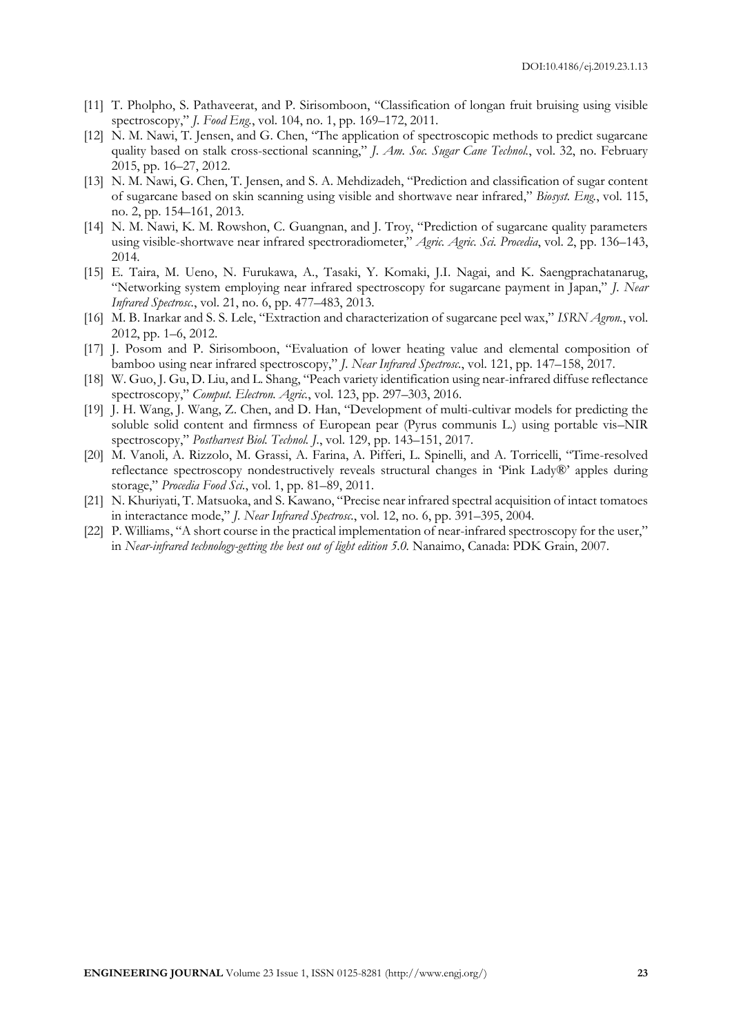[11] T. Pholpho, S. Pathaveerat, and P. Sirisomboon, "Classification of longan fruit bruising using visible spectroscopy," *J. Food Eng.*, vol. 104, no. 1, pp. 169–172, 2011.

[12] N. M. Nawi, T. Jensen, and G. Chen, "The application of spectroscopic methods to predict sugarcane quality based on stalk cross-sectional scanning," *J. Am. Soc. Sugar Cane Technol.*, vol. 32, no. February 2015, pp. 16–27, 2012.

[13] N. M. Nawi, G. Chen, T. Jensen, and S. A. Mehdizadeh, "Prediction and classification of sugar content of sugarcane based on skin scanning using visible and shortwave near infrared," *Biosyst. Eng.*, vol. 115, no. 2, pp. 154–161, 2013.

[14] N. M. Nawi, K. M. Rowshon, C. Guangnan, and J. Troy, "Prediction of sugarcane quality parameters using visible-shortwave near infrared spectroradiometer," *Agric. Agric. Sci. Procedia*, vol. 2, pp. 136–143, 2014.

[15] E. Taira, M. Ueno, N. Furukawa, A., Tasaki, Y. Komaki, J.I. Nagai, and K. Saengprachatanarug, "Networking system employing near infrared spectroscopy for sugarcane payment in Japan," *J. Near Infrared Spectrosc.*, vol. 21, no. 6, pp. 477–483, 2013.

[16] M. B. Inarkar and S. S. Lele, "Extraction and characterization of sugarcane peel wax," *ISRN Agron.*, vol. 2012, pp. 1–6, 2012.

[17] J. Posom and P. Sirisomboon, "Evaluation of lower heating value and elemental composition of bamboo using near infrared spectroscopy," *J. Near Infrared Spectrosc.*, vol. 121, pp. 147–158, 2017.

[18] W. Guo, J. Gu, D. Liu, and L. Shang, "Peach variety identification using near-infrared diffuse reflectance spectroscopy," *Comput. Electron. Agric.*, vol. 123, pp. 297–303, 2016.

[19] J. H. Wang, J. Wang, Z. Chen, and D. Han, "Development of multi-cultivar models for predicting the soluble solid content and firmness of European pear (Pyrus communis L.) using portable vis–NIR spectroscopy," *Postharvest Biol. Technol. J.*, vol. 129, pp. 143–151, 2017.

[20] M. Vanoli, A. Rizzolo, M. Grassi, A. Farina, A. Pifferi, L. Spinelli, and A. Torricelli, "Time-resolved reflectance spectroscopy nondestructively reveals structural changes in 'Pink Lady®' apples during storage," *Procedia Food Sci.*, vol. 1, pp. 81–89, 2011.

[21] N. Khuriyati, T. Matsuoka, and S. Kawano, "Precise near infrared spectral acquisition of intact tomatoes in interactance mode," *J. Near Infrared Spectrosc.*, vol. 12, no. 6, pp. 391–395, 2004.

[22] P. Williams, "A short course in the practical implementation of near-infrared spectroscopy for the user," in *Near-infrared technology-getting the best out of light edition 5.0.* Nanaimo, Canada: PDK Grain, 2007.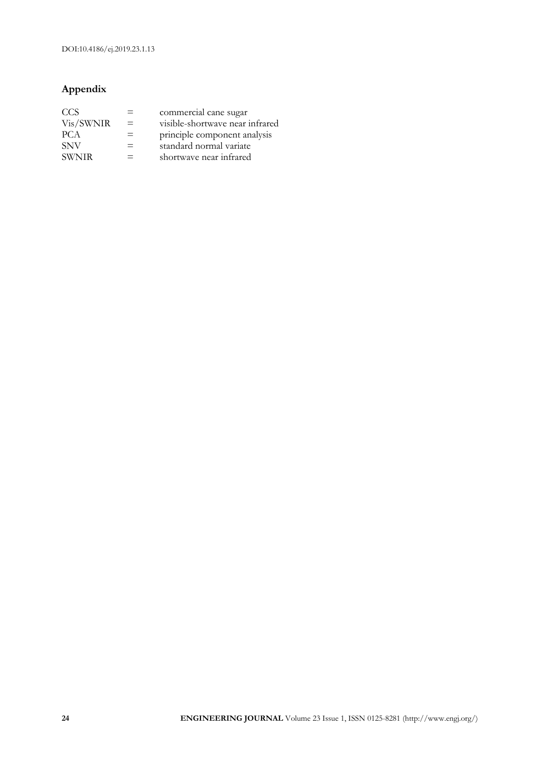## Appendix

| | | |
|---|---|---|
| CCS | = | commercial cane sugar |
| Vis/SWNIR | = | visible-shortwave near infrared |
| PCA | = | principle component analysis |
| SNV | = | standard normal variate |
| SWNIR | = | shortwave near infrared |